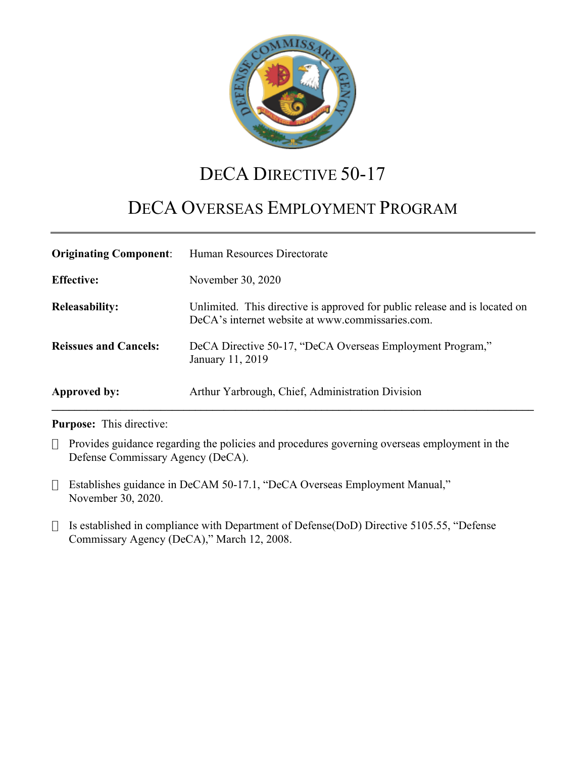# DeCA Directive 50-17

# DeCA Overseas Employment Program

| | |
|---|---|
| **Originating Component**: | Human Resources Directorate |
| **Effective:** | November 30, 2020 |
| **Releasability:** | Unlimited. This directive is approved for public release and is located on DeCA's internet website at www.commissaries.com. |
| **Reissues and Cancels:** | DeCA Directive 50-17, "DeCA Overseas Employment Program," January 11, 2019 |
| **Approved by:** | Arthur Yarbrough, Chief, Administration Division |

**Purpose:** This directive:

- Provides guidance regarding the policies and procedures governing overseas employment in the Defense Commissary Agency (DeCA).
- Establishes guidance in DeCAM 50-17.1, "DeCA Overseas Employment Manual," November 30, 2020.
- Is established in compliance with Department of Defense(DoD) Directive 5105.55, "Defense Commissary Agency (DeCA)," March 12, 2008.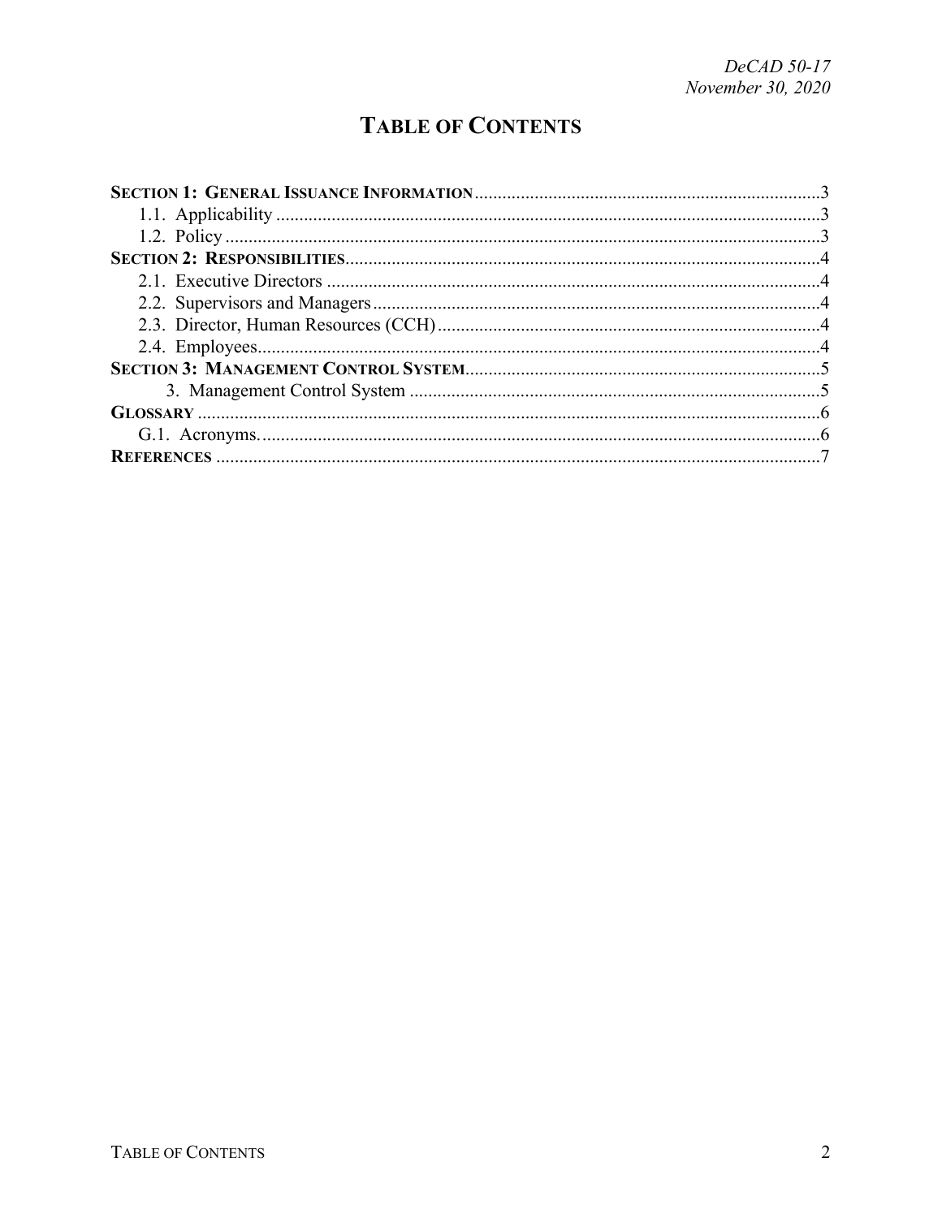# TABLE OF CONTENTS

**SECTION 1: GENERAL ISSUANCE INFORMATION** .......... 3
- 1.1. Applicability .......... 3
- 1.2. Policy .......... 3

**SECTION 2: RESPONSIBILITIES** .......... 4
- 2.1. Executive Directors .......... 4
- 2.2. Supervisors and Managers .......... 4
- 2.3. Director, Human Resources (CCH) .......... 4
- 2.4. Employees .......... 4

**SECTION 3: MANAGEMENT CONTROL SYSTEM** .......... 5
- 3. Management Control System .......... 5

**GLOSSARY** .......... 6
- G.1. Acronyms. .......... 6

**REFERENCES** .......... 7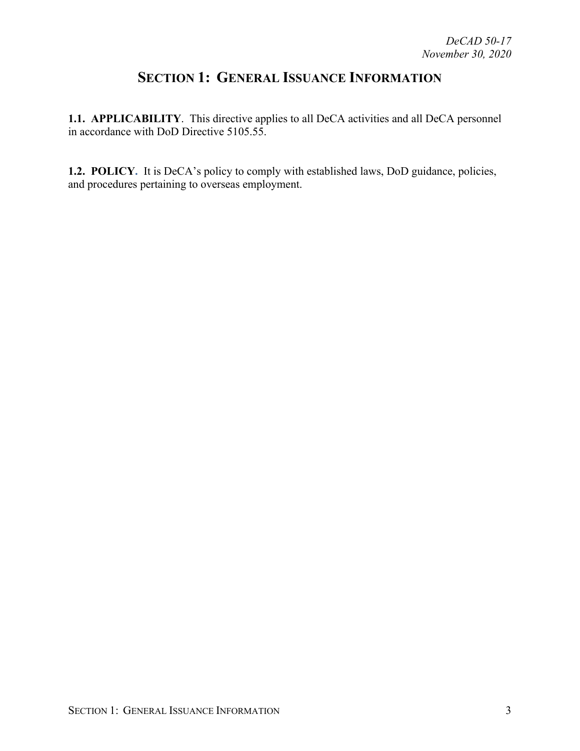# SECTION 1: GENERAL ISSUANCE INFORMATION

**1.1. APPLICABILITY**. This directive applies to all DeCA activities and all DeCA personnel in accordance with DoD Directive 5105.55.

**1.2. POLICY.** It is DeCA's policy to comply with established laws, DoD guidance, policies, and procedures pertaining to overseas employment.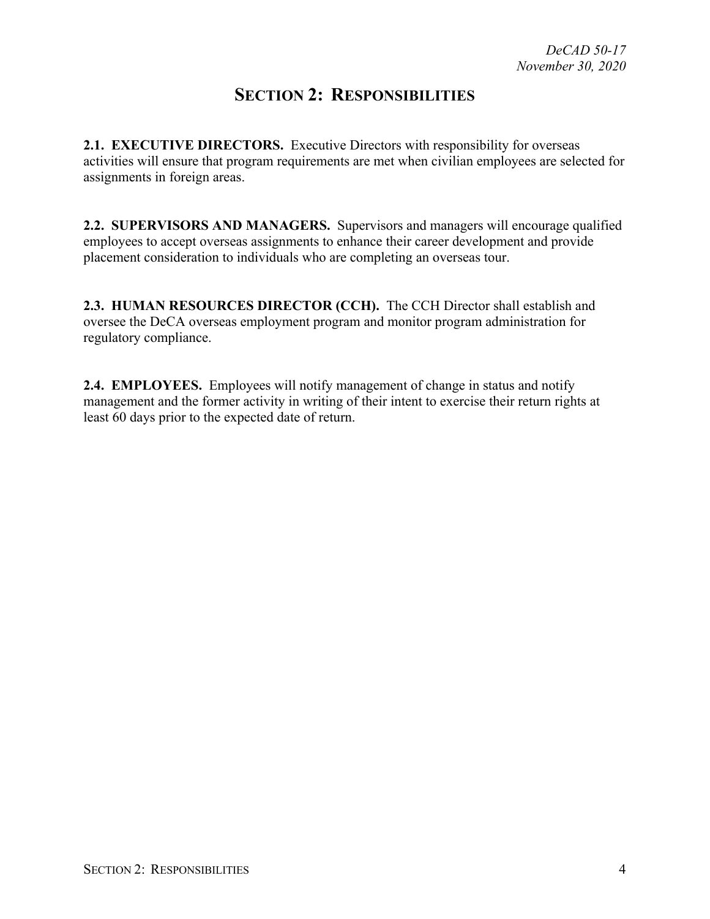# SECTION 2: RESPONSIBILITIES

**2.1. EXECUTIVE DIRECTORS.** Executive Directors with responsibility for overseas activities will ensure that program requirements are met when civilian employees are selected for assignments in foreign areas.

**2.2. SUPERVISORS AND MANAGERS.** Supervisors and managers will encourage qualified employees to accept overseas assignments to enhance their career development and provide placement consideration to individuals who are completing an overseas tour.

**2.3. HUMAN RESOURCES DIRECTOR (CCH).** The CCH Director shall establish and oversee the DeCA overseas employment program and monitor program administration for regulatory compliance.

**2.4. EMPLOYEES.** Employees will notify management of change in status and notify management and the former activity in writing of their intent to exercise their return rights at least 60 days prior to the expected date of return.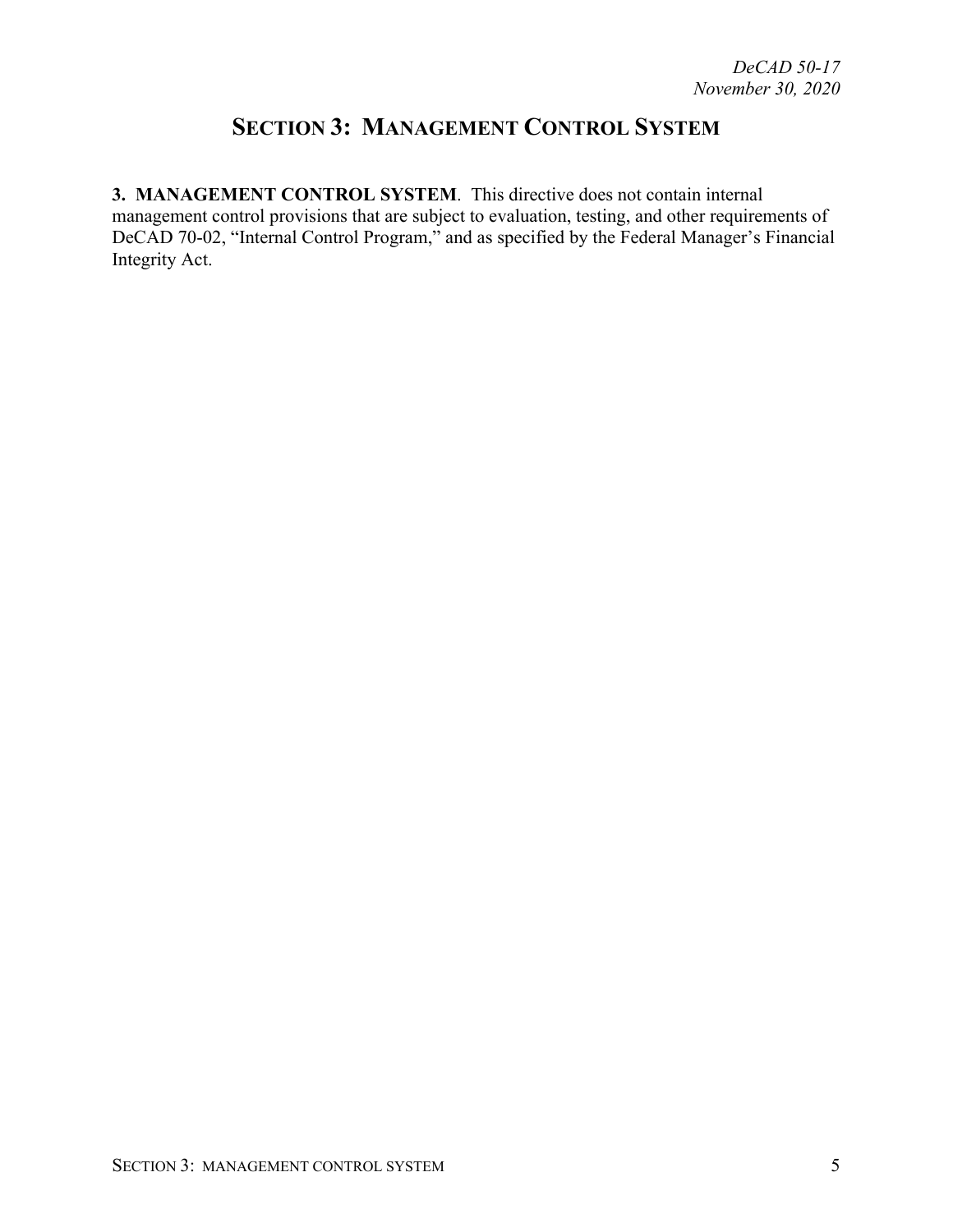# SECTION 3: MANAGEMENT CONTROL SYSTEM

**3. MANAGEMENT CONTROL SYSTEM**. This directive does not contain internal management control provisions that are subject to evaluation, testing, and other requirements of DeCAD 70-02, "Internal Control Program," and as specified by the Federal Manager's Financial Integrity Act.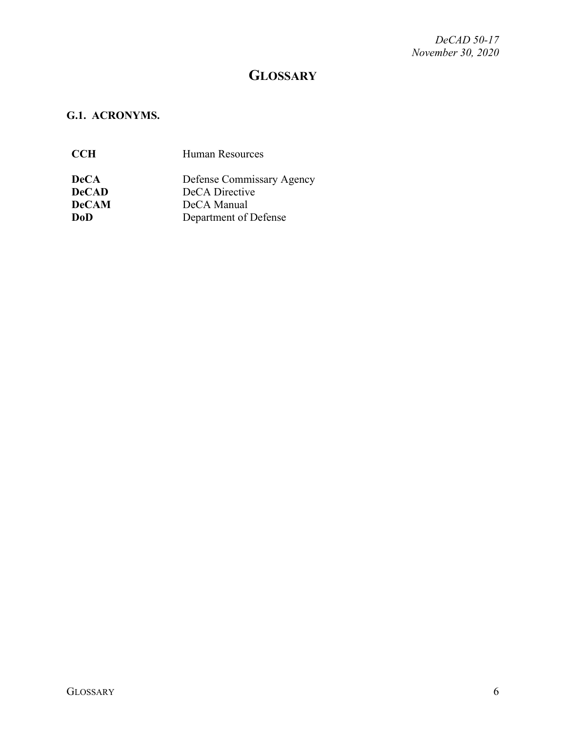# GLOSSARY

## G.1. ACRONYMS.

| | |
|---|---|
| **CCH** | Human Resources |
| **DeCA** | Defense Commissary Agency |
| **DeCAD** | DeCA Directive |
| **DeCAM** | DeCA Manual |
| **DoD** | Department of Defense |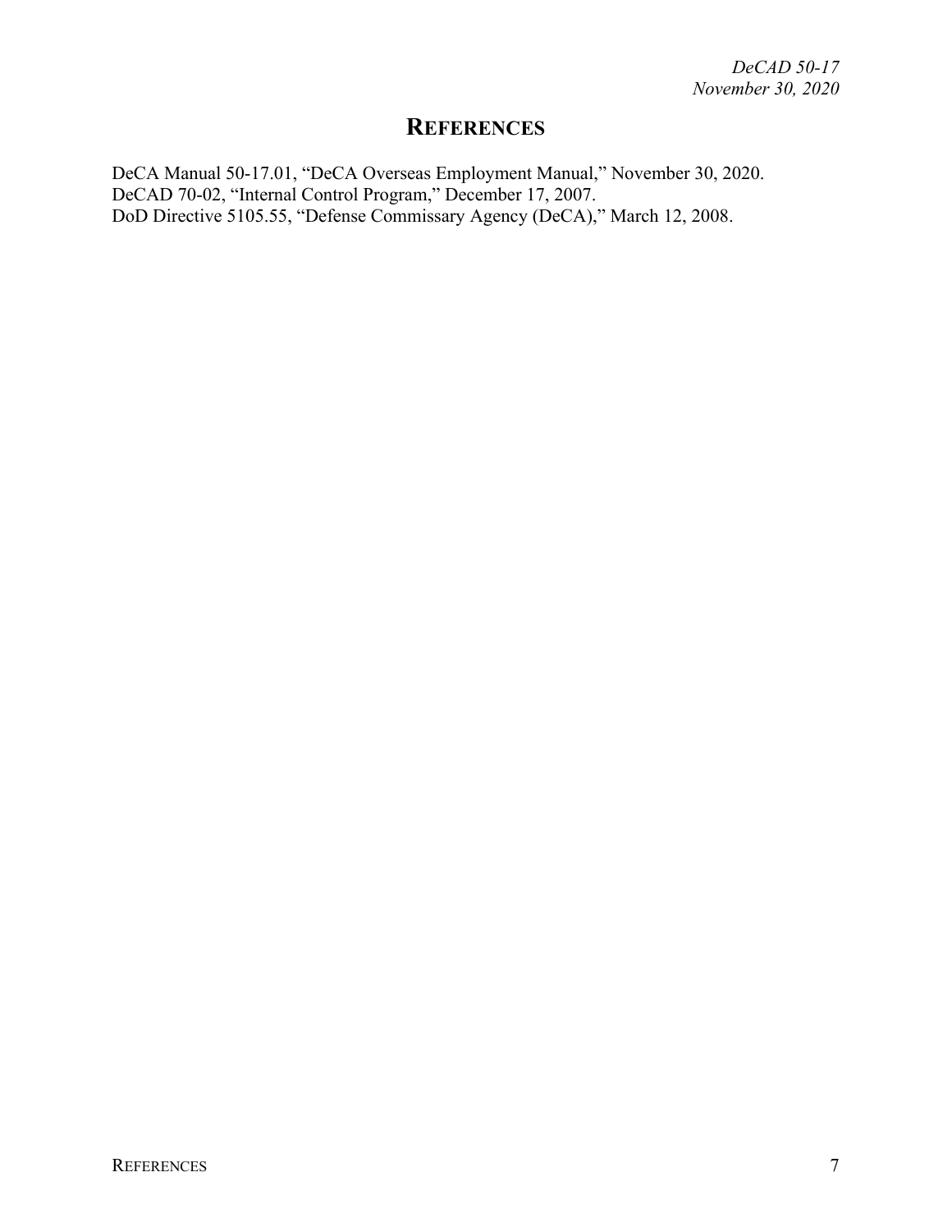## REFERENCES

DeCA Manual 50-17.01, "DeCA Overseas Employment Manual," November 30, 2020.
DeCAD 70-02, "Internal Control Program," December 17, 2007.
DoD Directive 5105.55, "Defense Commissary Agency (DeCA)," March 12, 2008.